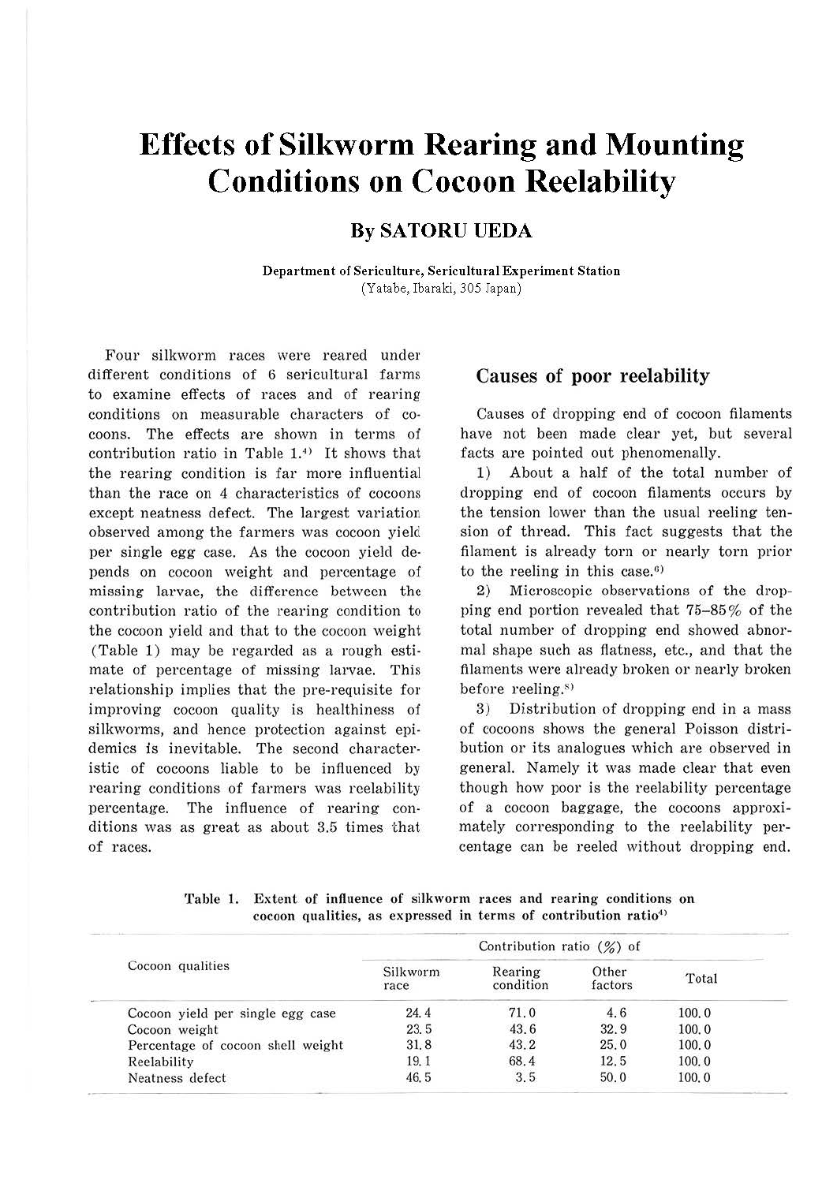# Effects of Silkworm Rearing and Mounting Conditions on Cocoon Reelability

## By SATORU UEDA

**Department of Sericulture, Sericultural Experiment Station**
(Yatabe, Ibaraki, 305 Japan)

Four silkworm races were reared under different conditions of 6 sericultural farms to examine effects of races and of rearing conditions on measurable characters of cocoons. The effects are shown in terms of contribution ratio in Table 1.[4] It shows that the rearing condition is far more influential than the race on 4 characteristics of cocoons except neatness defect. The largest variation observed among the farmers was cocoon yield per single egg case. As the cocoon yield depends on cocoon weight and percentage of missing larvae, the difference between the contribution ratio of the rearing condition to the cocoon yield and that to the cocoon weight (Table 1) may be regarded as a rough estimate of percentage of missing larvae. This relationship implies that the pre-requisite for improving cocoon quality is healthiness of silkworms, and hence protection against epidemics is inevitable. The second characteristic of cocoons liable to be influenced by rearing conditions of farmers was reelability percentage. The influence of rearing conditions was as great as about 3.5 times that of races.

## Causes of poor reelability

Causes of dropping end of cocoon filaments have not been made clear yet, but several facts are pointed out phenomenally.

1) About a half of the total number of dropping end of cocoon filaments occurs by the tension lower than the usual reeling tension of thread. This fact suggests that the filament is already torn or nearly torn prior to the reeling in this case.[6]

2) Microscopic observations of the dropping end portion revealed that 75–85% of the total number of dropping end showed abnormal shape such as flatness, etc., and that the filaments were already broken or nearly broken before reeling.[8]

3) Distribution of dropping end in a mass of cocoons shows the general Poisson distribution or its analogues which are observed in general. Namely it was made clear that even though how poor is the reelability percentage of a cocoon baggage, the cocoons approximately corresponding to the reelability percentage can be reeled without dropping end.

Table 1. Extent of influence of silkworm races and rearing conditions on cocoon qualities, as expressed in terms of contribution ratio[4]

| Cocoon qualities | Contribution ratio (%) of | | | |
|---|---|---|---|---|
| | Silkworm race | Rearing condition | Other factors | Total |
| Cocoon yield per single egg case | 24.4 | 71.0 | 4.6 | 100.0 |
| Cocoon weight | 23.5 | 43.6 | 32.9 | 100.0 |
| Percentage of cocoon shell weight | 31.8 | 43.2 | 25.0 | 100.0 |
| Reelability | 19.1 | 68.4 | 12.5 | 100.0 |
| Neatness defect | 46.5 | 3.5 | 50.0 | 100.0 |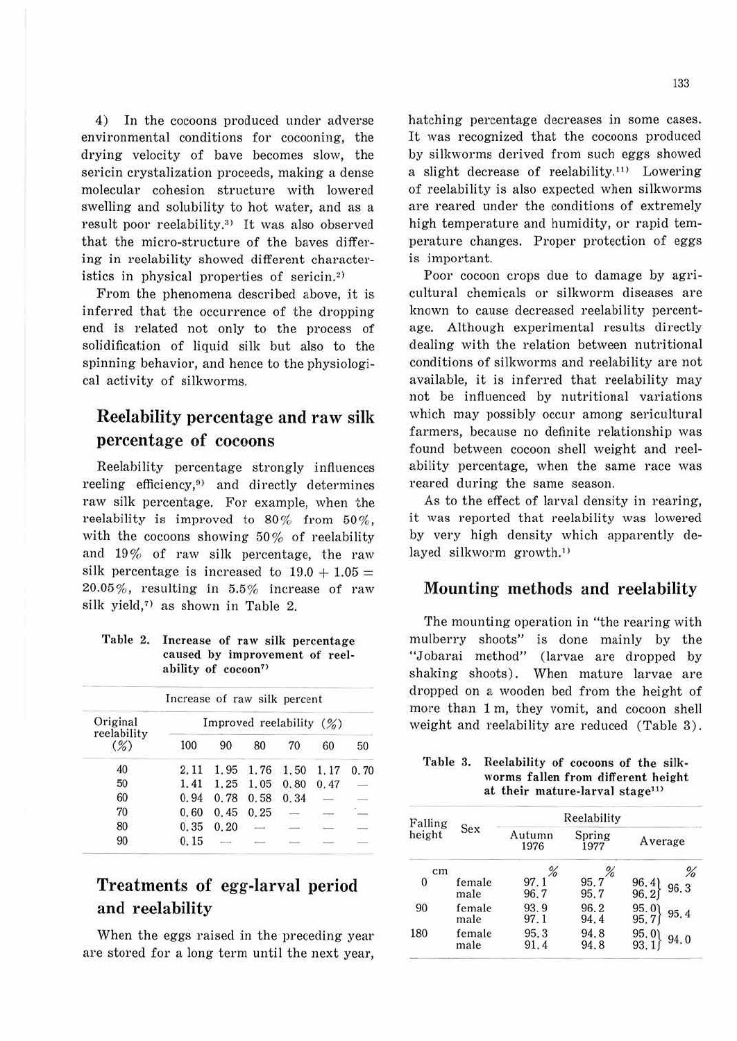4) In the cocoons produced under adverse environmental conditions for cocooning, the drying velocity of bave becomes slow, the sericin crystalization proceeds, making a dense molecular cohesion structure with lowered swelling and solubility to hot water, and as a result poor reelability.[3] It was also observed that the micro-structure of the baves differing in reelability showed different characteristics in physical properties of sericin.[2]

From the phenomena described above, it is inferred that the occurrence of the dropping end is related not only to the process of solidification of liquid silk but also to the spinning behavior, and hence to the physiological activity of silkworms.

## Reelability percentage and raw silk percentage of cocoons

Reelability percentage strongly influences reeling efficiency,[9] and directly determines raw silk percentage. For example, when the reelability is improved to 80% from 50%, with the cocoons showing 50% of reelability and 19% of raw silk percentage, the raw silk percentage is increased to $19.0 + 1.05 = 20.05\%$, resulting in 5.5% increase of raw silk yield,[7] as shown in Table 2.

Table 2. Increase of raw silk percentage caused by improvement of reelability of cocoon[7]

| Original reelability (%) | Increase of raw silk percent | | | | | |
|---|---|---|---|---|---|---|
| | Improved reelability (%) | | | | | |
| | 100 | 90 | 80 | 70 | 60 | 50 |
| 40 | 2.11 | 1.95 | 1.76 | 1.50 | 1.17 | 0.70 |
| 50 | 1.41 | 1.25 | 1.05 | 0.80 | 0.47 | — |
| 60 | 0.94 | 0.78 | 0.58 | 0.34 | — | — |
| 70 | 0.60 | 0.45 | 0.25 | — | — | — |
| 80 | 0.35 | 0.20 | — | — | — | — |
| 90 | 0.15 | — | — | — | — | — |

## Treatments of egg-larval period and reelability

When the eggs raised in the preceding year are stored for a long term until the next year, hatching percentage decreases in some cases. It was recognized that the cocoons produced by silkworms derived from such eggs showed a slight decrease of reelability.[11] Lowering of reelability is also expected when silkworms are reared under the conditions of extremely high temperature and humidity, or rapid temperature changes. Proper protection of eggs is important.

Poor cocoon crops due to damage by agricultural chemicals or silkworm diseases are known to cause decreased reelability percentage. Although experimental results directly dealing with the relation between nutritional conditions of silkworms and reelability are not available, it is inferred that reelability may not be influenced by nutritional variations which may possibly occur among sericultural farmers, because no definite relationship was found between cocoon shell weight and reelability percentage, when the same race was reared during the same season.

As to the effect of larval density in rearing, it was reported that reelability was lowered by very high density which apparently delayed silkworm growth.[1]

## Mounting methods and reelability

The mounting operation in "the rearing with mulberry shoots" is done mainly by the "Jobarai method" (larvae are dropped by shaking shoots). When mature larvae are dropped on a wooden bed from the height of more than 1 m, they vomit, and cocoon shell weight and reelability are reduced (Table 3).

Table 3. Reelability of cocoons of the silkworms fallen from different height at their mature-larval stage[11]

| Falling height | Sex | Reelability | | | |
|---|---|---|---|---|---|
| | | Autumn 1976 | Spring 1977 | Average | |
| cm | | % | % | | % |
| 0 | female | 97.1 | 95.7 | 96.4 | 96.3 |
| | male | 96.7 | 95.7 | 96.2 | |
| 90 | female | 93.9 | 96.2 | 95.0 | 95.4 |
| | male | 97.1 | 94.4 | 95.7 | |
| 180 | female | 95.3 | 94.8 | 95.0 | 94.0 |
| | male | 91.4 | 94.8 | 93.1 | |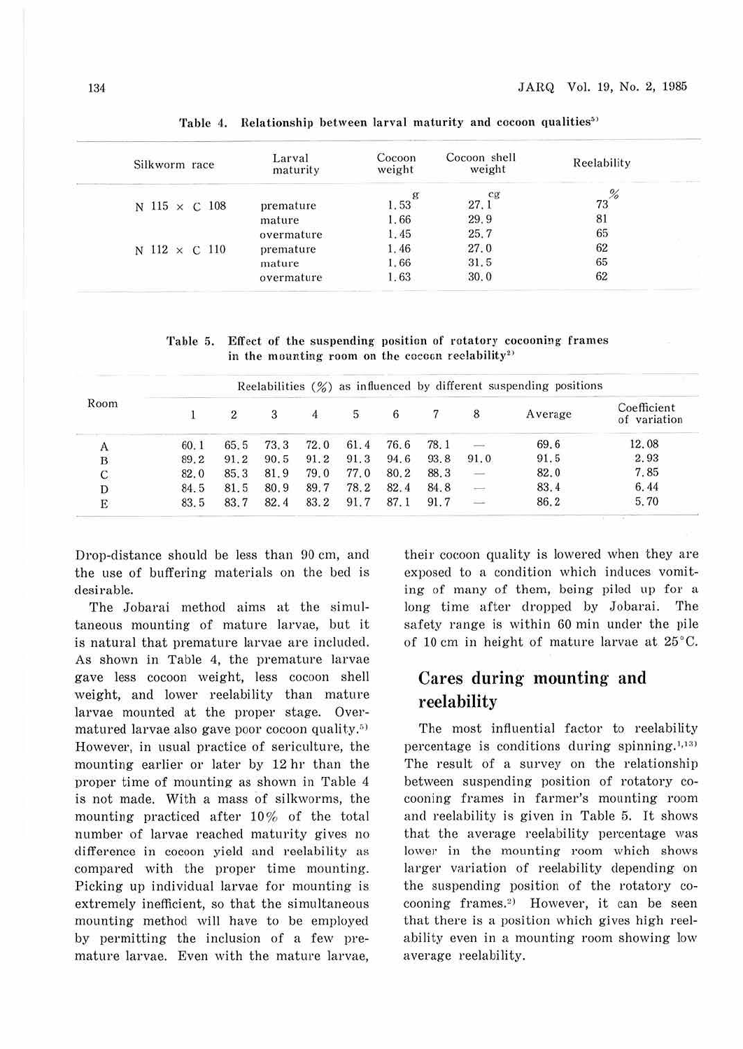Table 4. Relationship between larval maturity and cocoon qualities[5]

| Silkworm race | Larval maturity | Cocoon weight | Cocoon shell weight | Reelability |
|---|---|---|---|---|
| | | g | cg | % |
| N 115 × C 108 | premature | 1.53 | 27.1 | 73 |
| | mature | 1.66 | 29.9 | 81 |
| | overmature | 1.45 | 25.7 | 65 |
| N 112 × C 110 | premature | 1.46 | 27.0 | 62 |
| | mature | 1.66 | 31.5 | 65 |
| | overmature | 1.63 | 30.0 | 62 |

Table 5. Effect of the suspending position of rotatory cocooning frames in the mounting room on the cocoon reelability[2]

| Room | Reelabilities (%) as influenced by different suspending positions | | | | | | | | | |
|---|---|---|---|---|---|---|---|---|---|---|
| | 1 | 2 | 3 | 4 | 5 | 6 | 7 | 8 | Average | Coefficient of variation |
| A | 60.1 | 65.5 | 73.3 | 72.0 | 61.4 | 76.6 | 78.1 | — | 69.6 | 12.08 |
| B | 89.2 | 91.2 | 90.5 | 91.2 | 91.3 | 94.6 | 93.8 | 91.0 | 91.5 | 2.93 |
| C | 82.0 | 85.3 | 81.9 | 79.0 | 77.0 | 80.2 | 88.3 | — | 82.0 | 7.85 |
| D | 84.5 | 81.5 | 80.9 | 89.7 | 78.2 | 82.4 | 84.8 | — | 83.4 | 6.44 |
| E | 83.5 | 83.7 | 82.4 | 83.2 | 91.7 | 87.1 | 91.7 | — | 86.2 | 5.70 |

Drop-distance should be less than 90 cm, and the use of buffering materials on the bed is desirable.

The Jobarai method aims at the simultaneous mounting of mature larvae, but it is natural that premature larvae are included. As shown in Table 4, the premature larvae gave less cocoon weight, less cocoon shell weight, and lower reelability than mature larvae mounted at the proper stage. Overmatured larvae also gave poor cocoon quality.[5] However, in usual practice of sericulture, the mounting earlier or later by 12 hr than the proper time of mounting as shown in Table 4 is not made. With a mass of silkworms, the mounting practiced after 10% of the total number of larvae reached maturity gives no difference in cocoon yield and reelability as compared with the proper time mounting. Picking up individual larvae for mounting is extremely inefficient, so that the simultaneous mounting method will have to be employed by permitting the inclusion of a few premature larvae. Even with the mature larvae, their cocoon quality is lowered when they are exposed to a condition which induces vomiting of many of them, being piled up for a long time after dropped by Jobarai. The safety range is within 60 min under the pile of 10 cm in height of mature larvae at 25°C.

## Cares during mounting and reelability

The most influential factor to reelability percentage is conditions during spinning.[1,13] The result of a survey on the relationship between suspending position of rotatory cocooning frames in farmer's mounting room and reelability is given in Table 5. It shows that the average reelability percentage was lower in the mounting room which shows larger variation of reelability depending on the suspending position of the rotatory cocooning frames.[2] However, it can be seen that there is a position which gives high reelability even in a mounting room showing low average reelability.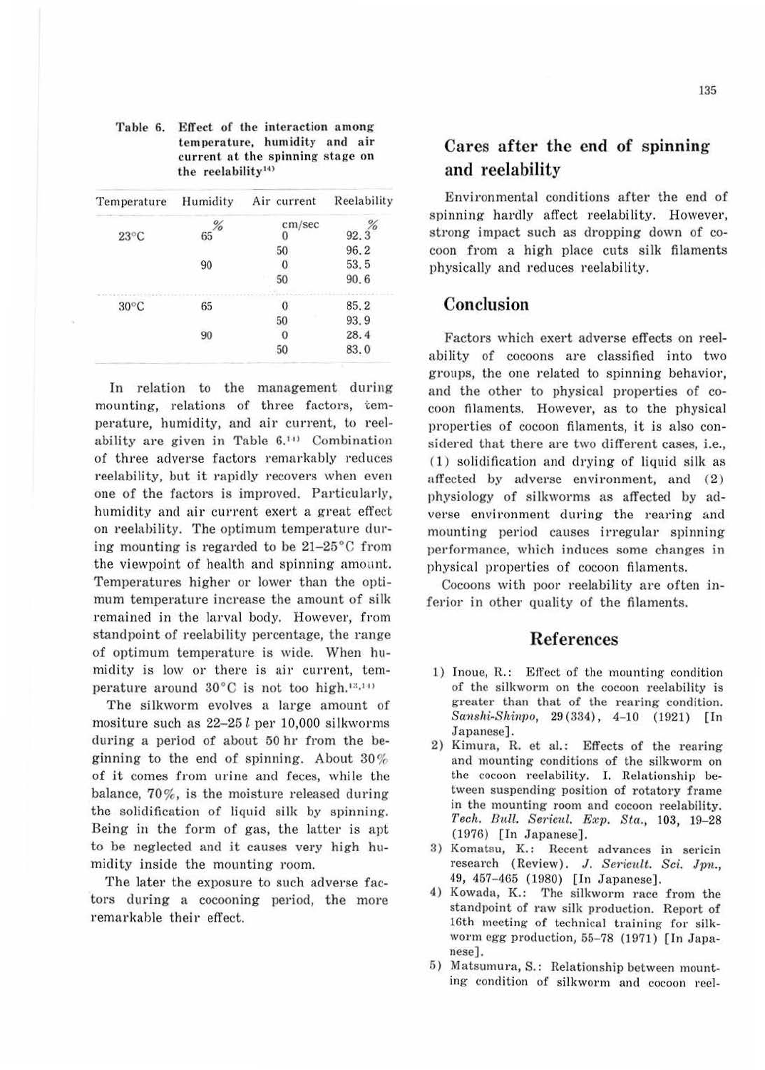Table 6. Effect of the interaction among temperature, humidity and air current at the spinning stage on the reelability[14]

| Temperature | Humidity | Air current | Reelability |
|---|---|---|---|
| | % | cm/sec | % |
| 23°C | 65 | 0 | 92.3 |
| | | 50 | 96.2 |
| | 90 | 0 | 53.5 |
| | | 50 | 90.6 |
| 30°C | 65 | 0 | 85.2 |
| | | 50 | 93.9 |
| | 90 | 0 | 28.4 |
| | | 50 | 83.0 |

In relation to the management during mounting, relations of three factors, temperature, humidity, and air current, to reelability are given in Table 6.[14] Combination of three adverse factors remarkably reduces reelability, but it rapidly recovers when even one of the factors is improved. Particularly, humidity and air current exert a great effect on reelability. The optimum temperature during mounting is regarded to be 21–25°C from the viewpoint of health and spinning amount. Temperatures higher or lower than the optimum temperature increase the amount of silk remained in the larval body. However, from standpoint of reelability percentage, the range of optimum temperature is wide. When humidity is low or there is air current, temperature around 30°C is not too high.[12,14]

The silkworm evolves a large amount of mositure such as 22–25 *l* per 10,000 silkworms during a period of about 50 hr from the beginning to the end of spinning. About 30% of it comes from urine and feces, while the balance, 70%, is the moisture released during the solidification of liquid silk by spinning. Being in the form of gas, the latter is apt to be neglected and it causes very high humidity inside the mounting room.

The later the exposure to such adverse factors during a cocooning period, the more remarkable their effect.

## Cares after the end of spinning and reelability

Environmental conditions after the end of spinning hardly affect reelability. However, strong impact such as dropping down of cocoon from a high place cuts silk filaments physically and reduces reelability.

## Conclusion

Factors which exert adverse effects on reelability of cocoons are classified into two groups, the one related to spinning behavior, and the other to physical properties of cocoon filaments. However, as to the physical properties of cocoon filaments, it is also considered that there are two different cases, i.e., (1) solidification and drying of liquid silk as affected by adverse environment, and (2) physiology of silkworms as affected by adverse environment during the rearing and mounting period causes irregular spinning performance, which induces some changes in physical properties of cocoon filaments.

Cocoons with poor reelability are often inferior in other quality of the filaments.

## References

1) Inoue, R.: Effect of the mounting condition of the silkworm on the cocoon reelability is greater than that of the rearing condition. *Sanshi-Shinpo*, 29(334), 4–10 (1921) [In Japanese].
2) Kimura, R. et al.: Effects of the rearing and mounting conditions of the silkworm on the cocoon reelability. I. Relationship between suspending position of rotatory frame in the mounting room and cocoon reelability. *Tech. Bull. Sericul. Exp. Sta.*, 103, 19–28 (1976) [In Japanese].
3) Komatsu, K.: Recent advances in sericin research (Review). *J. Sericult. Sci. Jpn.*, 49, 457–465 (1980) [In Japanese].
4) Kowada, K.: The silkworm race from the standpoint of raw silk production. Report of 16th meeting of technical training for silkworm egg production, 55–78 (1971) [In Japanese].
5) Matsumura, S.: Relationship between mounting condition of silkworm and cocoon reel-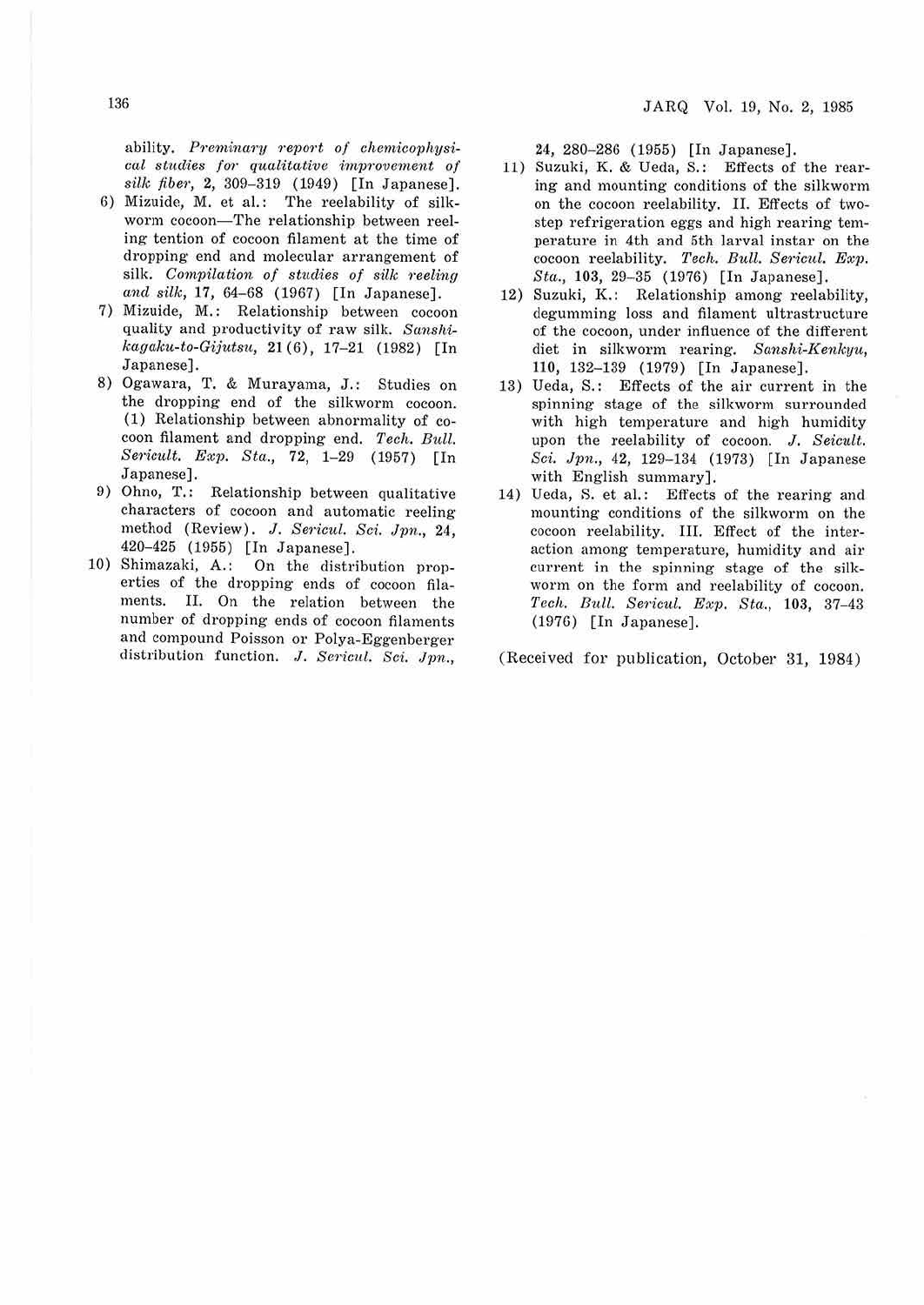ability. *Preminary report of chemicophysical studies for qualitative improvement of silk fiber*, 2, 309–319 (1949) [In Japanese].

6) Mizuide, M. et al.: The reelability of silkworm cocoon—The relationship between reeling tention of cocoon filament at the time of dropping end and molecular arrangement of silk. *Compilation of studies of silk reeling and silk*, 17, 64–68 (1967) [In Japanese].
7) Mizuide, M.: Relationship between cocoon quality and productivity of raw silk. *Sanshi-kagaku-to-Gijutsu*, 21(6), 17–21 (1982) [In Japanese].
8) Ogawara, T. & Murayama, J.: Studies on the dropping end of the silkworm cocoon. (1) Relationship between abnormality of cocoon filament and dropping end. *Tech. Bull. Sericult. Exp. Sta.*, 72, 1–29 (1957) [In Japanese].
9) Ohno, T.: Relationship between qualitative characters of cocoon and automatic reeling method (Review). *J. Sericul. Sci. Jpn.*, 24, 420–425 (1955) [In Japanese].
10) Shimazaki, A.: On the distribution properties of the dropping ends of cocoon filaments. II. On the relation between the number of dropping ends of cocoon filaments and compound Poisson or Polya-Eggenberger distribution function. *J. Sericul. Sci. Jpn.*, 24, 280–286 (1955) [In Japanese].
11) Suzuki, K. & Ueda, S.: Effects of the rearing and mounting conditions of the silkworm on the cocoon reelability. II. Effects of two-step refrigeration eggs and high rearing temperature in 4th and 5th larval instar on the cocoon reelability. *Tech. Bull. Sericul. Exp. Sta.*, 103, 29–35 (1976) [In Japanese].
12) Suzuki, K.: Relationship among reelability, degumming loss and filament ultrastructure of the cocoon, under influence of the different diet in silkworm rearing. *Sanshi-Kenkyu*, 110, 132–139 (1979) [In Japanese].
13) Ueda, S.: Effects of the air current in the spinning stage of the silkworm surrounded with high temperature and high humidity upon the reelability of cocoon. *J. Seicult. Sci. Jpn.*, 42, 129–134 (1973) [In Japanese with English summary].
14) Ueda, S. et al.: Effects of the rearing and mounting conditions of the silkworm on the cocoon reelability. III. Effect of the interaction among temperature, humidity and air current in the spinning stage of the silkworm on the form and reelability of cocoon. *Tech. Bull. Sericul. Exp. Sta.*, 103, 37–43 (1976) [In Japanese].

(Received for publication, October 31, 1984)